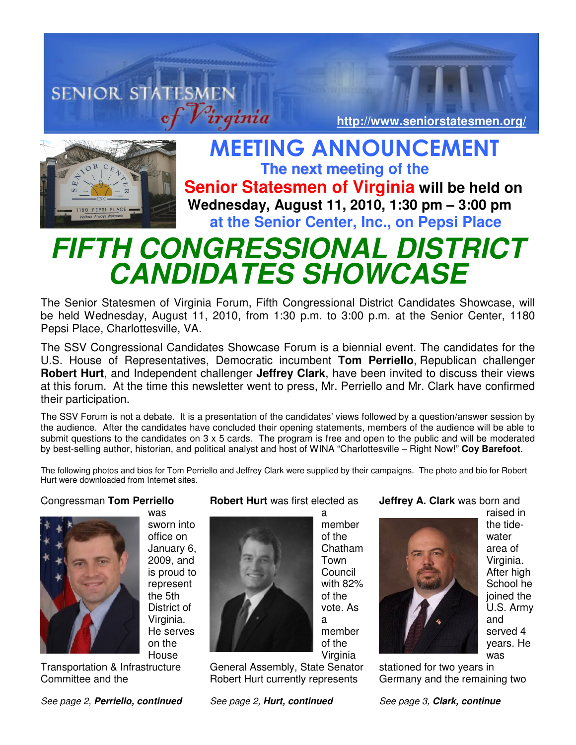SENIOR STATESMEN *of Virginia*

http://www.seniorstatesmen.org/

# MEETING ANNOUNCEMENT

**The next meeting of the**
**Senior Statesmen of Virginia will be held on**
**Wednesday, August 11, 2010, 1:30 pm – 3:00 pm**
**at the Senior Center, Inc., on Pepsi Place**

# *FIFTH CONGRESSIONAL DISTRICT CANDIDATES SHOWCASE*

The Senior Statesmen of Virginia Forum, Fifth Congressional District Candidates Showcase, will be held Wednesday, August 11, 2010, from 1:30 p.m. to 3:00 p.m. at the Senior Center, 1180 Pepsi Place, Charlottesville, VA.

The SSV Congressional Candidates Showcase Forum is a biennial event. The candidates for the U.S. House of Representatives, Democratic incumbent **Tom Perriello**, Republican challenger **Robert Hurt**, and Independent challenger **Jeffrey Clark**, have been invited to discuss their views at this forum. At the time this newsletter went to press, Mr. Perriello and Mr. Clark have confirmed their participation.

The SSV Forum is not a debate. It is a presentation of the candidates' views followed by a question/answer session by the audience. After the candidates have concluded their opening statements, members of the audience will be able to submit questions to the candidates on 3 x 5 cards. The program is free and open to the public and will be moderated by best-selling author, historian, and political analyst and host of WINA "Charlottesville – Right Now!" **Coy Barefoot**.

The following photos and bios for Tom Perriello and Jeffrey Clark were supplied by their campaigns. The photo and bio for Robert Hurt were downloaded from Internet sites.

Congressman **Tom Perriello** was sworn into office on January 6, 2009, and is proud to represent the 5th District of Virginia. He serves on the House Transportation & Infrastructure Committee and the

*See page 2, **Perriello, continued***

**Robert Hurt** was first elected as a member of the Chatham Town Council with 82% of the vote. As a member of the Virginia General Assembly, State Senator Robert Hurt currently represents

*See page 2, **Hurt, continued***

**Jeffrey A. Clark** was born and raised in the tide-water area of Virginia. After high School he joined the U.S. Army and served 4 years. He was stationed for two years in Germany and the remaining two

*See page 3, **Clark, continue***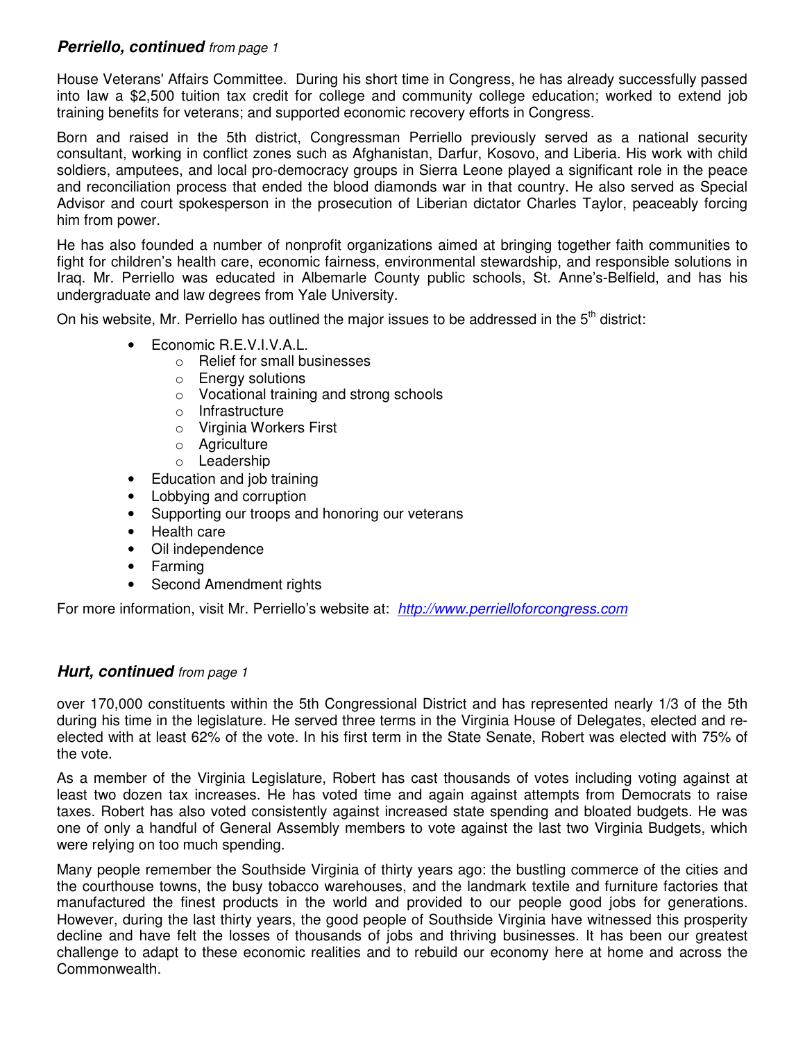### ***Perriello, continued*** *from page 1*

House Veterans' Affairs Committee. During his short time in Congress, he has already successfully passed into law a $2,500 tuition tax credit for college and community college education; worked to extend job training benefits for veterans; and supported economic recovery efforts in Congress.

Born and raised in the 5th district, Congressman Perriello previously served as a national security consultant, working in conflict zones such as Afghanistan, Darfur, Kosovo, and Liberia. His work with child soldiers, amputees, and local pro-democracy groups in Sierra Leone played a significant role in the peace and reconciliation process that ended the blood diamonds war in that country. He also served as Special Advisor and court spokesperson in the prosecution of Liberian dictator Charles Taylor, peaceably forcing him from power.

He has also founded a number of nonprofit organizations aimed at bringing together faith communities to fight for children's health care, economic fairness, environmental stewardship, and responsible solutions in Iraq. Mr. Perriello was educated in Albemarle County public schools, St. Anne's-Belfield, and has his undergraduate and law degrees from Yale University.

On his website, Mr. Perriello has outlined the major issues to be addressed in the 5th district:

- Economic R.E.V.I.V.A.L.
  - Relief for small businesses
  - Energy solutions
  - Vocational training and strong schools
  - Infrastructure
  - Virginia Workers First
  - Agriculture
  - Leadership
- Education and job training
- Lobbying and corruption
- Supporting our troops and honoring our veterans
- Health care
- Oil independence
- Farming
- Second Amendment rights

For more information, visit Mr. Perriello's website at: *http://www.perrielloforcongress.com*

### ***Hurt, continued*** *from page 1*

over 170,000 constituents within the 5th Congressional District and has represented nearly 1/3 of the 5th during his time in the legislature. He served three terms in the Virginia House of Delegates, elected and re-elected with at least 62% of the vote. In his first term in the State Senate, Robert was elected with 75% of the vote.

As a member of the Virginia Legislature, Robert has cast thousands of votes including voting against at least two dozen tax increases. He has voted time and again against attempts from Democrats to raise taxes. Robert has also voted consistently against increased state spending and bloated budgets. He was one of only a handful of General Assembly members to vote against the last two Virginia Budgets, which were relying on too much spending.

Many people remember the Southside Virginia of thirty years ago: the bustling commerce of the cities and the courthouse towns, the busy tobacco warehouses, and the landmark textile and furniture factories that manufactured the finest products in the world and provided to our people good jobs for generations. However, during the last thirty years, the good people of Southside Virginia have witnessed this prosperity decline and have felt the losses of thousands of jobs and thriving businesses. It has been our greatest challenge to adapt to these economic realities and to rebuild our economy here at home and across the Commonwealth.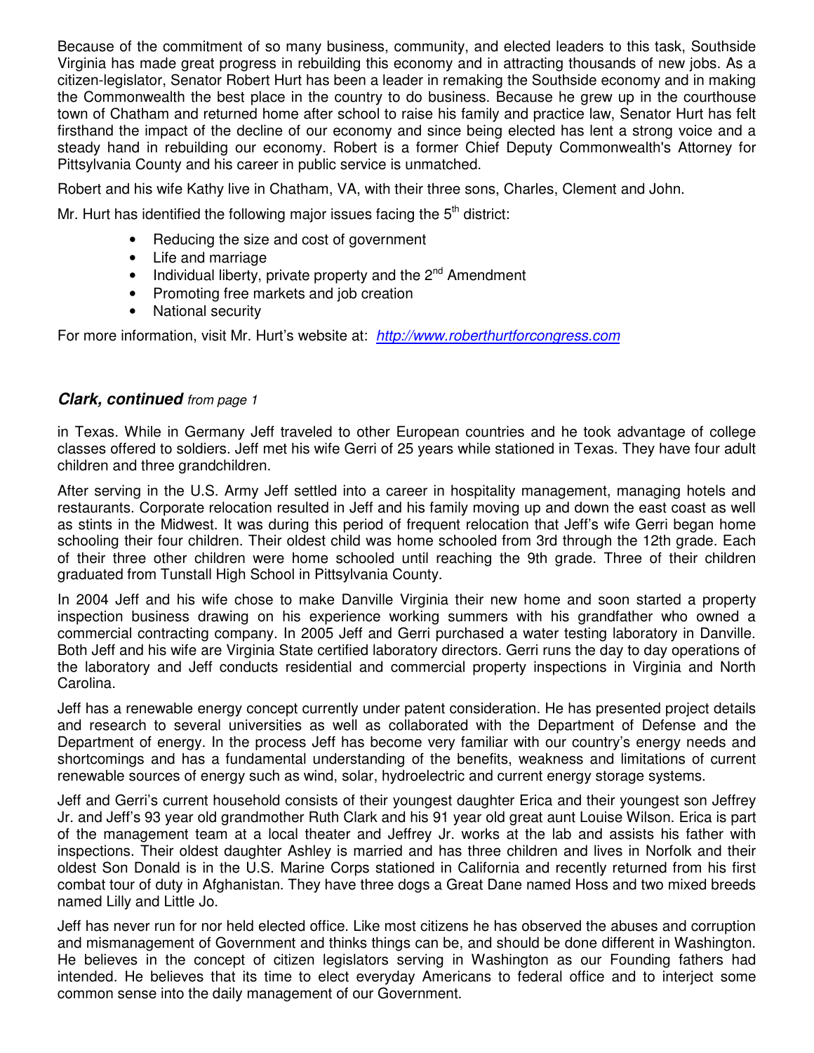Because of the commitment of so many business, community, and elected leaders to this task, Southside Virginia has made great progress in rebuilding this economy and in attracting thousands of new jobs. As a citizen-legislator, Senator Robert Hurt has been a leader in remaking the Southside economy and in making the Commonwealth the best place in the country to do business. Because he grew up in the courthouse town of Chatham and returned home after school to raise his family and practice law, Senator Hurt has felt firsthand the impact of the decline of our economy and since being elected has lent a strong voice and a steady hand in rebuilding our economy. Robert is a former Chief Deputy Commonwealth's Attorney for Pittsylvania County and his career in public service is unmatched.

Robert and his wife Kathy live in Chatham, VA, with their three sons, Charles, Clement and John.

Mr. Hurt has identified the following major issues facing the 5th district:

- Reducing the size and cost of government
- Life and marriage
- Individual liberty, private property and the 2nd Amendment
- Promoting free markets and job creation
- National security

For more information, visit Mr. Hurt's website at: *http://www.roberthurtforcongress.com*

### ***Clark, continued*** *from page 1*

in Texas. While in Germany Jeff traveled to other European countries and he took advantage of college classes offered to soldiers. Jeff met his wife Gerri of 25 years while stationed in Texas. They have four adult children and three grandchildren.

After serving in the U.S. Army Jeff settled into a career in hospitality management, managing hotels and restaurants. Corporate relocation resulted in Jeff and his family moving up and down the east coast as well as stints in the Midwest. It was during this period of frequent relocation that Jeff's wife Gerri began home schooling their four children. Their oldest child was home schooled from 3rd through the 12th grade. Each of their three other children were home schooled until reaching the 9th grade. Three of their children graduated from Tunstall High School in Pittsylvania County.

In 2004 Jeff and his wife chose to make Danville Virginia their new home and soon started a property inspection business drawing on his experience working summers with his grandfather who owned a commercial contracting company. In 2005 Jeff and Gerri purchased a water testing laboratory in Danville. Both Jeff and his wife are Virginia State certified laboratory directors. Gerri runs the day to day operations of the laboratory and Jeff conducts residential and commercial property inspections in Virginia and North Carolina.

Jeff has a renewable energy concept currently under patent consideration. He has presented project details and research to several universities as well as collaborated with the Department of Defense and the Department of energy. In the process Jeff has become very familiar with our country's energy needs and shortcomings and has a fundamental understanding of the benefits, weakness and limitations of current renewable sources of energy such as wind, solar, hydroelectric and current energy storage systems.

Jeff and Gerri's current household consists of their youngest daughter Erica and their youngest son Jeffrey Jr. and Jeff's 93 year old grandmother Ruth Clark and his 91 year old great aunt Louise Wilson. Erica is part of the management team at a local theater and Jeffrey Jr. works at the lab and assists his father with inspections. Their oldest daughter Ashley is married and has three children and lives in Norfolk and their oldest Son Donald is in the U.S. Marine Corps stationed in California and recently returned from his first combat tour of duty in Afghanistan. They have three dogs a Great Dane named Hoss and two mixed breeds named Lilly and Little Jo.

Jeff has never run for nor held elected office. Like most citizens he has observed the abuses and corruption and mismanagement of Government and thinks things can be, and should be done different in Washington. He believes in the concept of citizen legislators serving in Washington as our Founding fathers had intended. He believes that its time to elect everyday Americans to federal office and to interject some common sense into the daily management of our Government.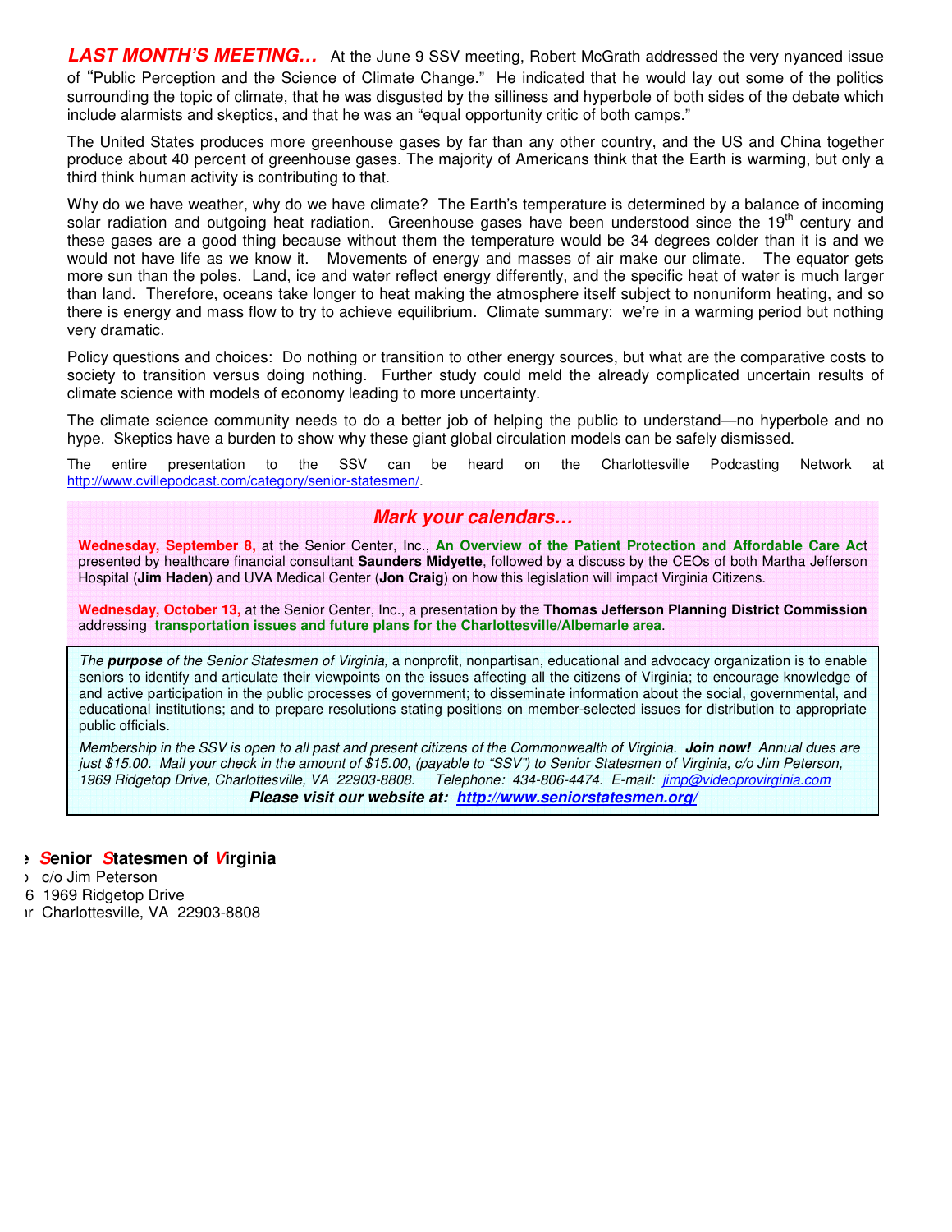***LAST MONTH'S MEETING…*** At the June 9 SSV meeting, Robert McGrath addressed the very nyanced issue of "Public Perception and the Science of Climate Change." He indicated that he would lay out some of the politics surrounding the topic of climate, that he was disgusted by the silliness and hyperbole of both sides of the debate which include alarmists and skeptics, and that he was an "equal opportunity critic of both camps."

The United States produces more greenhouse gases by far than any other country, and the US and China together produce about 40 percent of greenhouse gases. The majority of Americans think that the Earth is warming, but only a third think human activity is contributing to that.

Why do we have weather, why do we have climate? The Earth's temperature is determined by a balance of incoming solar radiation and outgoing heat radiation. Greenhouse gases have been understood since the 19th century and these gases are a good thing because without them the temperature would be 34 degrees colder than it is and we would not have life as we know it. Movements of energy and masses of air make our climate. The equator gets more sun than the poles. Land, ice and water reflect energy differently, and the specific heat of water is much larger than land. Therefore, oceans take longer to heat making the atmosphere itself subject to nonuniform heating, and so there is energy and mass flow to try to achieve equilibrium. Climate summary: we're in a warming period but nothing very dramatic.

Policy questions and choices: Do nothing or transition to other energy sources, but what are the comparative costs to society to transition versus doing nothing. Further study could meld the already complicated uncertain results of climate science with models of economy leading to more uncertainty.

The climate science community needs to do a better job of helping the public to understand—no hyperbole and no hype. Skeptics have a burden to show why these giant global circulation models can be safely dismissed.

The entire presentation to the SSV can be heard on the Charlottesville Podcasting Network at http://www.cvillepodcast.com/category/senior-statesmen/.

## *Mark your calendars…*

**Wednesday, September 8,** at the Senior Center, Inc., **An Overview of the Patient Protection and Affordable Care Act** presented by healthcare financial consultant **Saunders Midyette**, followed by a discuss by the CEOs of both Martha Jefferson Hospital (**Jim Haden**) and UVA Medical Center (**Jon Craig**) on how this legislation will impact Virginia Citizens.

**Wednesday, October 13,** at the Senior Center, Inc., a presentation by the **Thomas Jefferson Planning District Commission** addressing **transportation issues and future plans for the Charlottesville/Albemarle area**.

*The **purpose** of the Senior Statesmen of Virginia,* a nonprofit, nonpartisan, educational and advocacy organization is to enable seniors to identify and articulate their viewpoints on the issues affecting all the citizens of Virginia; to encourage knowledge of and active participation in the public processes of government; to disseminate information about the social, governmental, and educational institutions; and to prepare resolutions stating positions on member-selected issues for distribution to appropriate public officials.

*Membership in the SSV is open to all past and present citizens of the Commonwealth of Virginia. **Join now!** Annual dues are just $15.00. Mail your check in the amount of $15.00, (payable to "SSV") to Senior Statesmen of Virginia, c/o Jim Peterson, 1969 Ridgetop Drive, Charlottesville, VA 22903-8808. Telephone: 434-806-4474. E-mail: jimp@videoprovirginia.com*

***Please visit our website at: http://www.seniorstatesmen.org/***

**Senior Statesmen of Virginia**
c/o Jim Peterson
1969 Ridgetop Drive
Charlottesville, VA 22903-8808